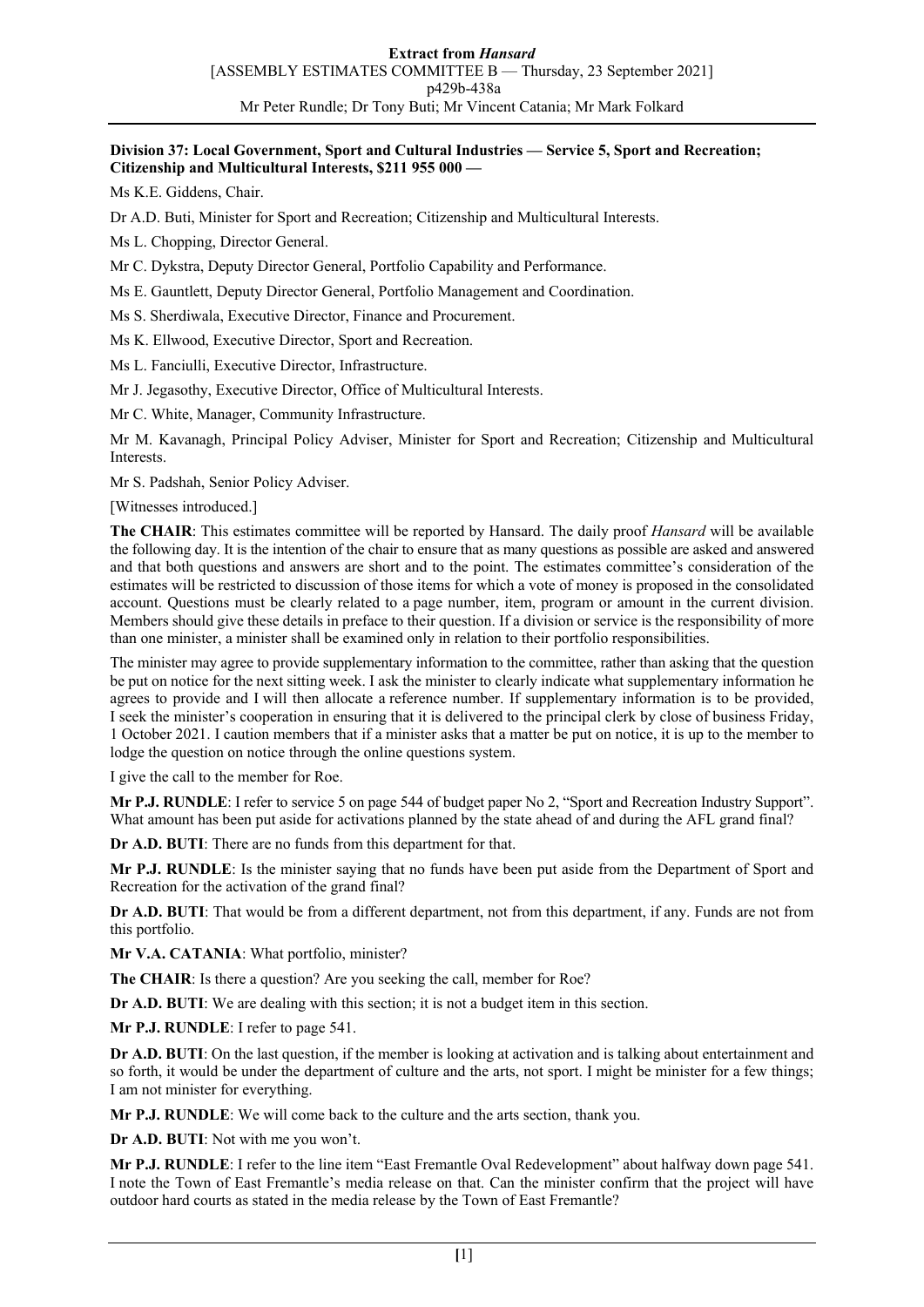**Division 37: Local Government, Sport and Cultural Industries — Service 5, Sport and Recreation; Citizenship and Multicultural Interests, $211 955 000 —**

Ms K.E. Giddens, Chair.

Dr A.D. Buti, Minister for Sport and Recreation; Citizenship and Multicultural Interests.

Ms L. Chopping, Director General.

Mr C. Dykstra, Deputy Director General, Portfolio Capability and Performance.

Ms E. Gauntlett, Deputy Director General, Portfolio Management and Coordination.

Ms S. Sherdiwala, Executive Director, Finance and Procurement.

Ms K. Ellwood, Executive Director, Sport and Recreation.

Ms L. Fanciulli, Executive Director, Infrastructure.

Mr J. Jegasothy, Executive Director, Office of Multicultural Interests.

Mr C. White, Manager, Community Infrastructure.

Mr M. Kavanagh, Principal Policy Adviser, Minister for Sport and Recreation; Citizenship and Multicultural Interests.

Mr S. Padshah, Senior Policy Adviser.

[Witnesses introduced.]

**The CHAIR**: This estimates committee will be reported by Hansard. The daily proof *Hansard* will be available the following day. It is the intention of the chair to ensure that as many questions as possible are asked and answered and that both questions and answers are short and to the point. The estimates committee's consideration of the estimates will be restricted to discussion of those items for which a vote of money is proposed in the consolidated account. Questions must be clearly related to a page number, item, program or amount in the current division. Members should give these details in preface to their question. If a division or service is the responsibility of more than one minister, a minister shall be examined only in relation to their portfolio responsibilities.

The minister may agree to provide supplementary information to the committee, rather than asking that the question be put on notice for the next sitting week. I ask the minister to clearly indicate what supplementary information he agrees to provide and I will then allocate a reference number. If supplementary information is to be provided, I seek the minister's cooperation in ensuring that it is delivered to the principal clerk by close of business Friday, 1 October 2021. I caution members that if a minister asks that a matter be put on notice, it is up to the member to lodge the question on notice through the online questions system.

I give the call to the member for Roe.

**Mr P.J. RUNDLE**: I refer to service 5 on page 544 of budget paper No 2, "Sport and Recreation Industry Support". What amount has been put aside for activations planned by the state ahead of and during the AFL grand final?

**Dr A.D. BUTI**: There are no funds from this department for that.

**Mr P.J. RUNDLE**: Is the minister saying that no funds have been put aside from the Department of Sport and Recreation for the activation of the grand final?

**Dr A.D. BUTI**: That would be from a different department, not from this department, if any. Funds are not from this portfolio.

**Mr V.A. CATANIA**: What portfolio, minister?

**The CHAIR**: Is there a question? Are you seeking the call, member for Roe?

**Dr A.D. BUTI**: We are dealing with this section; it is not a budget item in this section.

**Mr P.J. RUNDLE**: I refer to page 541.

**Dr A.D. BUTI**: On the last question, if the member is looking at activation and is talking about entertainment and so forth, it would be under the department of culture and the arts, not sport. I might be minister for a few things; I am not minister for everything.

**Mr P.J. RUNDLE**: We will come back to the culture and the arts section, thank you.

**Dr A.D. BUTI**: Not with me you won't.

**Mr P.J. RUNDLE**: I refer to the line item "East Fremantle Oval Redevelopment" about halfway down page 541. I note the Town of East Fremantle's media release on that. Can the minister confirm that the project will have outdoor hard courts as stated in the media release by the Town of East Fremantle?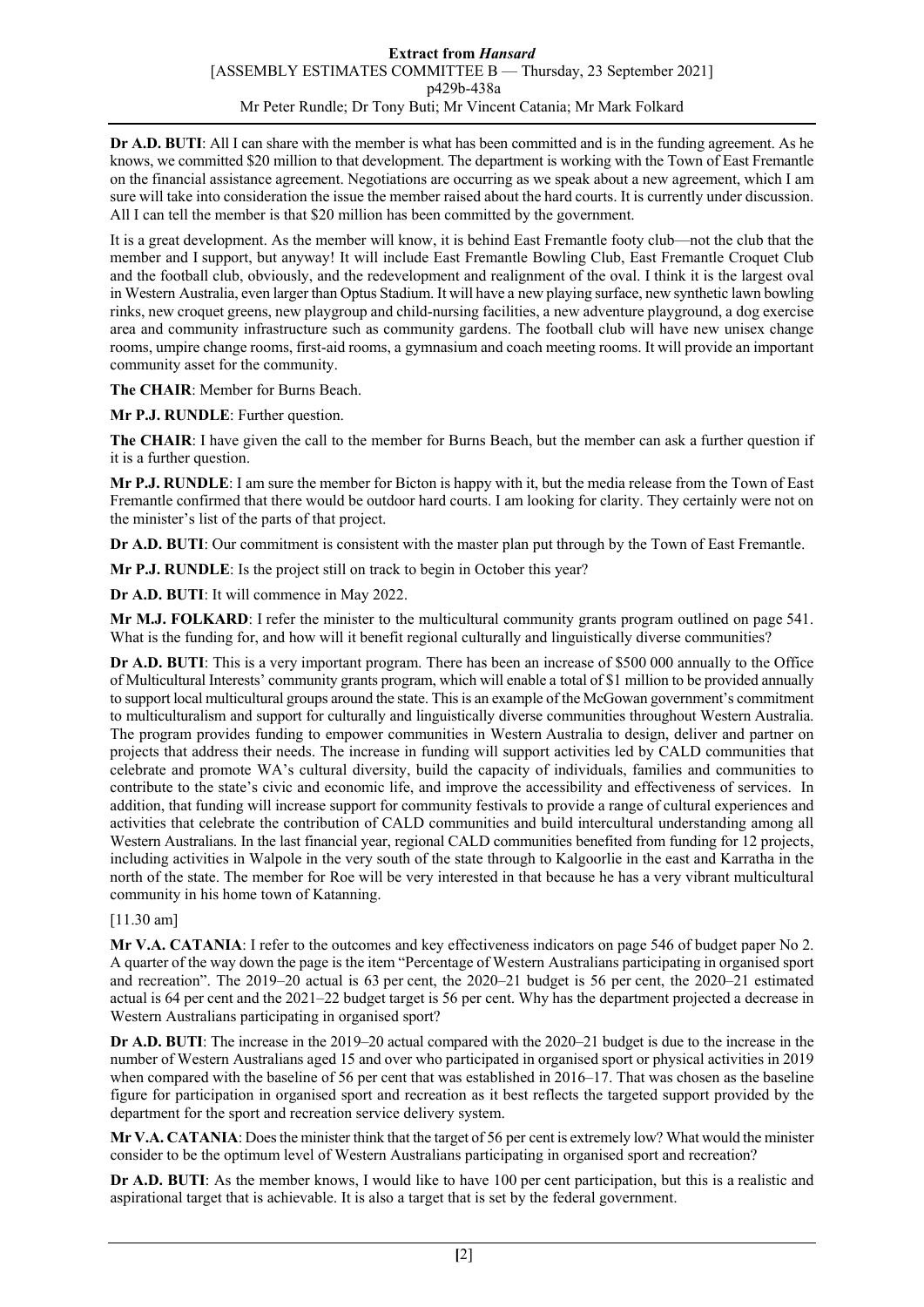**Dr A.D. BUTI**: All I can share with the member is what has been committed and is in the funding agreement. As he knows, we committed $20 million to that development. The department is working with the Town of East Fremantle on the financial assistance agreement. Negotiations are occurring as we speak about a new agreement, which I am sure will take into consideration the issue the member raised about the hard courts. It is currently under discussion. All I can tell the member is that $20 million has been committed by the government.

It is a great development. As the member will know, it is behind East Fremantle footy club—not the club that the member and I support, but anyway! It will include East Fremantle Bowling Club, East Fremantle Croquet Club and the football club, obviously, and the redevelopment and realignment of the oval. I think it is the largest oval in Western Australia, even larger than Optus Stadium. It will have a new playing surface, new synthetic lawn bowling rinks, new croquet greens, new playgroup and child-nursing facilities, a new adventure playground, a dog exercise area and community infrastructure such as community gardens. The football club will have new unisex change rooms, umpire change rooms, first-aid rooms, a gymnasium and coach meeting rooms. It will provide an important community asset for the community.

**The CHAIR**: Member for Burns Beach.

**Mr P.J. RUNDLE**: Further question.

**The CHAIR**: I have given the call to the member for Burns Beach, but the member can ask a further question if it is a further question.

**Mr P.J. RUNDLE**: I am sure the member for Bicton is happy with it, but the media release from the Town of East Fremantle confirmed that there would be outdoor hard courts. I am looking for clarity. They certainly were not on the minister's list of the parts of that project.

**Dr A.D. BUTI**: Our commitment is consistent with the master plan put through by the Town of East Fremantle.

**Mr P.J. RUNDLE**: Is the project still on track to begin in October this year?

**Dr A.D. BUTI**: It will commence in May 2022.

**Mr M.J. FOLKARD**: I refer the minister to the multicultural community grants program outlined on page 541. What is the funding for, and how will it benefit regional culturally and linguistically diverse communities?

**Dr A.D. BUTI**: This is a very important program. There has been an increase of $500 000 annually to the Office of Multicultural Interests' community grants program, which will enable a total of $1 million to be provided annually to support local multicultural groups around the state. This is an example of the McGowan government's commitment to multiculturalism and support for culturally and linguistically diverse communities throughout Western Australia. The program provides funding to empower communities in Western Australia to design, deliver and partner on projects that address their needs. The increase in funding will support activities led by CALD communities that celebrate and promote WA's cultural diversity, build the capacity of individuals, families and communities to contribute to the state's civic and economic life, and improve the accessibility and effectiveness of services. In addition, that funding will increase support for community festivals to provide a range of cultural experiences and activities that celebrate the contribution of CALD communities and build intercultural understanding among all Western Australians. In the last financial year, regional CALD communities benefited from funding for 12 projects, including activities in Walpole in the very south of the state through to Kalgoorlie in the east and Karratha in the north of the state. The member for Roe will be very interested in that because he has a very vibrant multicultural community in his home town of Katanning.

[11.30 am]

**Mr V.A. CATANIA**: I refer to the outcomes and key effectiveness indicators on page 546 of budget paper No 2. A quarter of the way down the page is the item "Percentage of Western Australians participating in organised sport and recreation". The 2019–20 actual is 63 per cent, the 2020–21 budget is 56 per cent, the 2020–21 estimated actual is 64 per cent and the 2021–22 budget target is 56 per cent. Why has the department projected a decrease in Western Australians participating in organised sport?

**Dr A.D. BUTI**: The increase in the 2019–20 actual compared with the 2020–21 budget is due to the increase in the number of Western Australians aged 15 and over who participated in organised sport or physical activities in 2019 when compared with the baseline of 56 per cent that was established in 2016–17. That was chosen as the baseline figure for participation in organised sport and recreation as it best reflects the targeted support provided by the department for the sport and recreation service delivery system.

**Mr V.A. CATANIA**: Does the minister think that the target of 56 per cent is extremely low? What would the minister consider to be the optimum level of Western Australians participating in organised sport and recreation?

**Dr A.D. BUTI**: As the member knows, I would like to have 100 per cent participation, but this is a realistic and aspirational target that is achievable. It is also a target that is set by the federal government.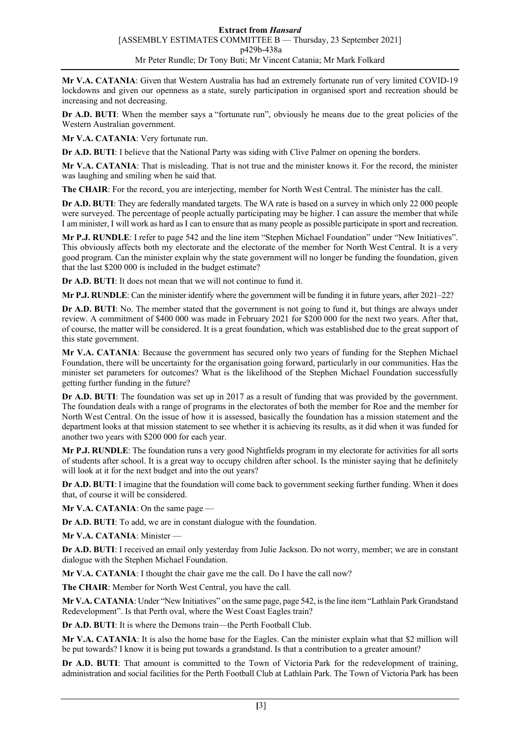**Mr V.A. CATANIA**: Given that Western Australia has had an extremely fortunate run of very limited COVID-19 lockdowns and given our openness as a state, surely participation in organised sport and recreation should be increasing and not decreasing.

**Dr A.D. BUTI**: When the member says a "fortunate run", obviously he means due to the great policies of the Western Australian government.

**Mr V.A. CATANIA**: Very fortunate run.

**Dr A.D. BUTI**: I believe that the National Party was siding with Clive Palmer on opening the borders.

**Mr V.A. CATANIA**: That is misleading. That is not true and the minister knows it. For the record, the minister was laughing and smiling when he said that.

**The CHAIR**: For the record, you are interjecting, member for North West Central. The minister has the call.

**Dr A.D. BUTI**: They are federally mandated targets. The WA rate is based on a survey in which only 22 000 people were surveyed. The percentage of people actually participating may be higher. I can assure the member that while I am minister, I will work as hard as I can to ensure that as many people as possible participate in sport and recreation.

**Mr P.J. RUNDLE**: I refer to page 542 and the line item "Stephen Michael Foundation" under "New Initiatives". This obviously affects both my electorate and the electorate of the member for North West Central. It is a very good program. Can the minister explain why the state government will no longer be funding the foundation, given that the last $200 000 is included in the budget estimate?

**Dr A.D. BUTI**: It does not mean that we will not continue to fund it.

**Mr P.J. RUNDLE**: Can the minister identify where the government will be funding it in future years, after 2021–22?

**Dr A.D. BUTI**: No. The member stated that the government is not going to fund it, but things are always under review. A commitment of $400 000 was made in February 2021 for $200 000 for the next two years. After that, of course, the matter will be considered. It is a great foundation, which was established due to the great support of this state government.

**Mr V.A. CATANIA**: Because the government has secured only two years of funding for the Stephen Michael Foundation, there will be uncertainty for the organisation going forward, particularly in our communities. Has the minister set parameters for outcomes? What is the likelihood of the Stephen Michael Foundation successfully getting further funding in the future?

**Dr A.D. BUTI**: The foundation was set up in 2017 as a result of funding that was provided by the government. The foundation deals with a range of programs in the electorates of both the member for Roe and the member for North West Central. On the issue of how it is assessed, basically the foundation has a mission statement and the department looks at that mission statement to see whether it is achieving its results, as it did when it was funded for another two years with $200 000 for each year.

**Mr P.J. RUNDLE**: The foundation runs a very good Nightfields program in my electorate for activities for all sorts of students after school. It is a great way to occupy children after school. Is the minister saying that he definitely will look at it for the next budget and into the out years?

**Dr A.D. BUTI**: I imagine that the foundation will come back to government seeking further funding. When it does that, of course it will be considered.

**Mr V.A. CATANIA**: On the same page —

**Dr A.D. BUTI**: To add, we are in constant dialogue with the foundation.

**Mr V.A. CATANIA**: Minister —

**Dr A.D. BUTI**: I received an email only yesterday from Julie Jackson. Do not worry, member; we are in constant dialogue with the Stephen Michael Foundation.

**Mr V.A. CATANIA**: I thought the chair gave me the call. Do I have the call now?

**The CHAIR**: Member for North West Central, you have the call.

**Mr V.A. CATANIA**: Under "New Initiatives" on the same page, page 542, is the line item "Lathlain Park Grandstand Redevelopment". Is that Perth oval, where the West Coast Eagles train?

**Dr A.D. BUTI**: It is where the Demons train—the Perth Football Club.

**Mr V.A. CATANIA**: It is also the home base for the Eagles. Can the minister explain what that $2 million will be put towards? I know it is being put towards a grandstand. Is that a contribution to a greater amount?

**Dr A.D. BUTI**: That amount is committed to the Town of Victoria Park for the redevelopment of training, administration and social facilities for the Perth Football Club at Lathlain Park. The Town of Victoria Park has been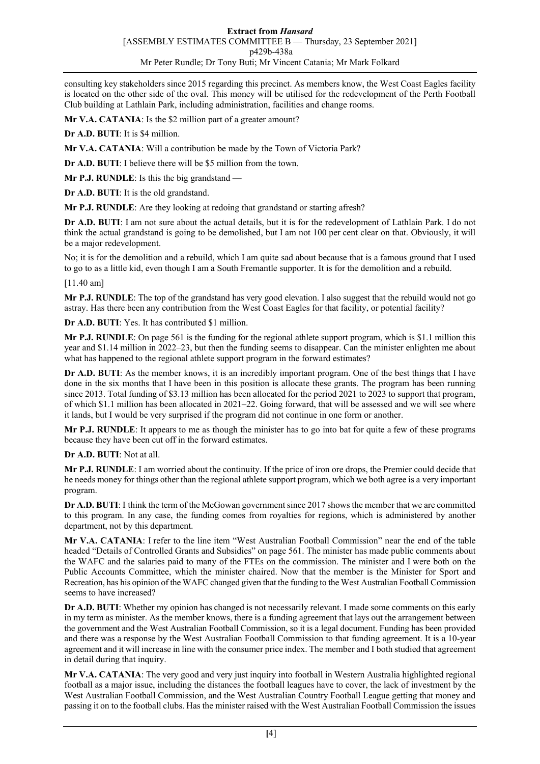consulting key stakeholders since 2015 regarding this precinct. As members know, the West Coast Eagles facility is located on the other side of the oval. This money will be utilised for the redevelopment of the Perth Football Club building at Lathlain Park, including administration, facilities and change rooms.

**Mr V.A. CATANIA**: Is the $2 million part of a greater amount?

**Dr A.D. BUTI**: It is $4 million.

**Mr V.A. CATANIA**: Will a contribution be made by the Town of Victoria Park?

**Dr A.D. BUTI**: I believe there will be $5 million from the town.

**Mr P.J. RUNDLE**: Is this the big grandstand —

**Dr A.D. BUTI**: It is the old grandstand.

**Mr P.J. RUNDLE**: Are they looking at redoing that grandstand or starting afresh?

**Dr A.D. BUTI**: I am not sure about the actual details, but it is for the redevelopment of Lathlain Park. I do not think the actual grandstand is going to be demolished, but I am not 100 per cent clear on that. Obviously, it will be a major redevelopment.

No; it is for the demolition and a rebuild, which I am quite sad about because that is a famous ground that I used to go to as a little kid, even though I am a South Fremantle supporter. It is for the demolition and a rebuild.

[11.40 am]

**Mr P.J. RUNDLE**: The top of the grandstand has very good elevation. I also suggest that the rebuild would not go astray. Has there been any contribution from the West Coast Eagles for that facility, or potential facility?

**Dr A.D. BUTI**: Yes. It has contributed $1 million.

**Mr P.J. RUNDLE**: On page 561 is the funding for the regional athlete support program, which is $1.1 million this year and $1.14 million in 2022–23, but then the funding seems to disappear. Can the minister enlighten me about what has happened to the regional athlete support program in the forward estimates?

**Dr A.D. BUTI**: As the member knows, it is an incredibly important program. One of the best things that I have done in the six months that I have been in this position is allocate these grants. The program has been running since 2013. Total funding of $3.13 million has been allocated for the period 2021 to 2023 to support that program, of which $1.1 million has been allocated in 2021–22. Going forward, that will be assessed and we will see where it lands, but I would be very surprised if the program did not continue in one form or another.

**Mr P.J. RUNDLE**: It appears to me as though the minister has to go into bat for quite a few of these programs because they have been cut off in the forward estimates.

**Dr A.D. BUTI**: Not at all.

**Mr P.J. RUNDLE**: I am worried about the continuity. If the price of iron ore drops, the Premier could decide that he needs money for things other than the regional athlete support program, which we both agree is a very important program.

**Dr A.D. BUTI**: I think the term of the McGowan government since 2017 shows the member that we are committed to this program. In any case, the funding comes from royalties for regions, which is administered by another department, not by this department.

**Mr V.A. CATANIA**: I refer to the line item "West Australian Football Commission" near the end of the table headed "Details of Controlled Grants and Subsidies" on page 561. The minister has made public comments about the WAFC and the salaries paid to many of the FTEs on the commission. The minister and I were both on the Public Accounts Committee, which the minister chaired. Now that the member is the Minister for Sport and Recreation, has his opinion of the WAFC changed given that the funding to the West Australian Football Commission seems to have increased?

**Dr A.D. BUTI**: Whether my opinion has changed is not necessarily relevant. I made some comments on this early in my term as minister. As the member knows, there is a funding agreement that lays out the arrangement between the government and the West Australian Football Commission, so it is a legal document. Funding has been provided and there was a response by the West Australian Football Commission to that funding agreement. It is a 10-year agreement and it will increase in line with the consumer price index. The member and I both studied that agreement in detail during that inquiry.

**Mr V.A. CATANIA**: The very good and very just inquiry into football in Western Australia highlighted regional football as a major issue, including the distances the football leagues have to cover, the lack of investment by the West Australian Football Commission, and the West Australian Country Football League getting that money and passing it on to the football clubs. Has the minister raised with the West Australian Football Commission the issues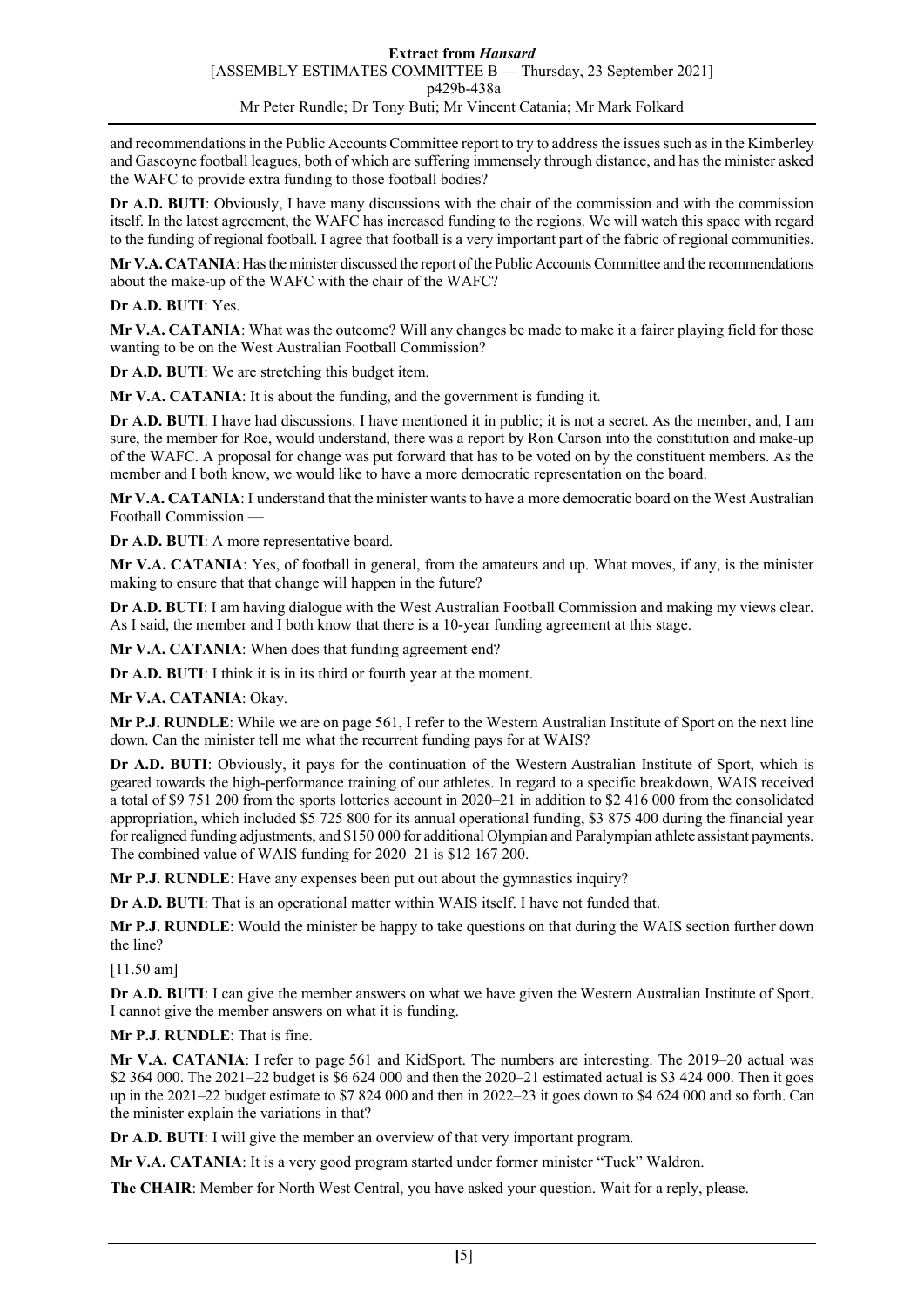and recommendations in the Public Accounts Committee report to try to address the issues such as in the Kimberley and Gascoyne football leagues, both of which are suffering immensely through distance, and has the minister asked the WAFC to provide extra funding to those football bodies?

**Dr A.D. BUTI**: Obviously, I have many discussions with the chair of the commission and with the commission itself. In the latest agreement, the WAFC has increased funding to the regions. We will watch this space with regard to the funding of regional football. I agree that football is a very important part of the fabric of regional communities.

**Mr V.A. CATANIA**: Has the minister discussed the report of the Public Accounts Committee and the recommendations about the make-up of the WAFC with the chair of the WAFC?

**Dr A.D. BUTI**: Yes.

**Mr V.A. CATANIA**: What was the outcome? Will any changes be made to make it a fairer playing field for those wanting to be on the West Australian Football Commission?

**Dr A.D. BUTI**: We are stretching this budget item.

**Mr V.A. CATANIA**: It is about the funding, and the government is funding it.

**Dr A.D. BUTI**: I have had discussions. I have mentioned it in public; it is not a secret. As the member, and, I am sure, the member for Roe, would understand, there was a report by Ron Carson into the constitution and make-up of the WAFC. A proposal for change was put forward that has to be voted on by the constituent members. As the member and I both know, we would like to have a more democratic representation on the board.

**Mr V.A. CATANIA**: I understand that the minister wants to have a more democratic board on the West Australian Football Commission —

**Dr A.D. BUTI**: A more representative board.

**Mr V.A. CATANIA**: Yes, of football in general, from the amateurs and up. What moves, if any, is the minister making to ensure that that change will happen in the future?

**Dr A.D. BUTI**: I am having dialogue with the West Australian Football Commission and making my views clear. As I said, the member and I both know that there is a 10-year funding agreement at this stage.

**Mr V.A. CATANIA**: When does that funding agreement end?

**Dr A.D. BUTI**: I think it is in its third or fourth year at the moment.

**Mr V.A. CATANIA**: Okay.

**Mr P.J. RUNDLE**: While we are on page 561, I refer to the Western Australian Institute of Sport on the next line down. Can the minister tell me what the recurrent funding pays for at WAIS?

**Dr A.D. BUTI**: Obviously, it pays for the continuation of the Western Australian Institute of Sport, which is geared towards the high-performance training of our athletes. In regard to a specific breakdown, WAIS received a total of $9 751 200 from the sports lotteries account in 2020–21 in addition to $2 416 000 from the consolidated appropriation, which included $5 725 800 for its annual operational funding, $3 875 400 during the financial year for realigned funding adjustments, and $150 000 for additional Olympian and Paralympian athlete assistant payments. The combined value of WAIS funding for 2020–21 is $12 167 200.

**Mr P.J. RUNDLE**: Have any expenses been put out about the gymnastics inquiry?

**Dr A.D. BUTI**: That is an operational matter within WAIS itself. I have not funded that.

**Mr P.J. RUNDLE**: Would the minister be happy to take questions on that during the WAIS section further down the line?

[11.50 am]

**Dr A.D. BUTI**: I can give the member answers on what we have given the Western Australian Institute of Sport. I cannot give the member answers on what it is funding.

**Mr P.J. RUNDLE**: That is fine.

**Mr V.A. CATANIA**: I refer to page 561 and KidSport. The numbers are interesting. The 2019–20 actual was $2 364 000. The 2021–22 budget is $6 624 000 and then the 2020–21 estimated actual is $3 424 000. Then it goes up in the 2021–22 budget estimate to $7 824 000 and then in 2022–23 it goes down to $4 624 000 and so forth. Can the minister explain the variations in that?

**Dr A.D. BUTI**: I will give the member an overview of that very important program.

**Mr V.A. CATANIA**: It is a very good program started under former minister "Tuck" Waldron.

**The CHAIR**: Member for North West Central, you have asked your question. Wait for a reply, please.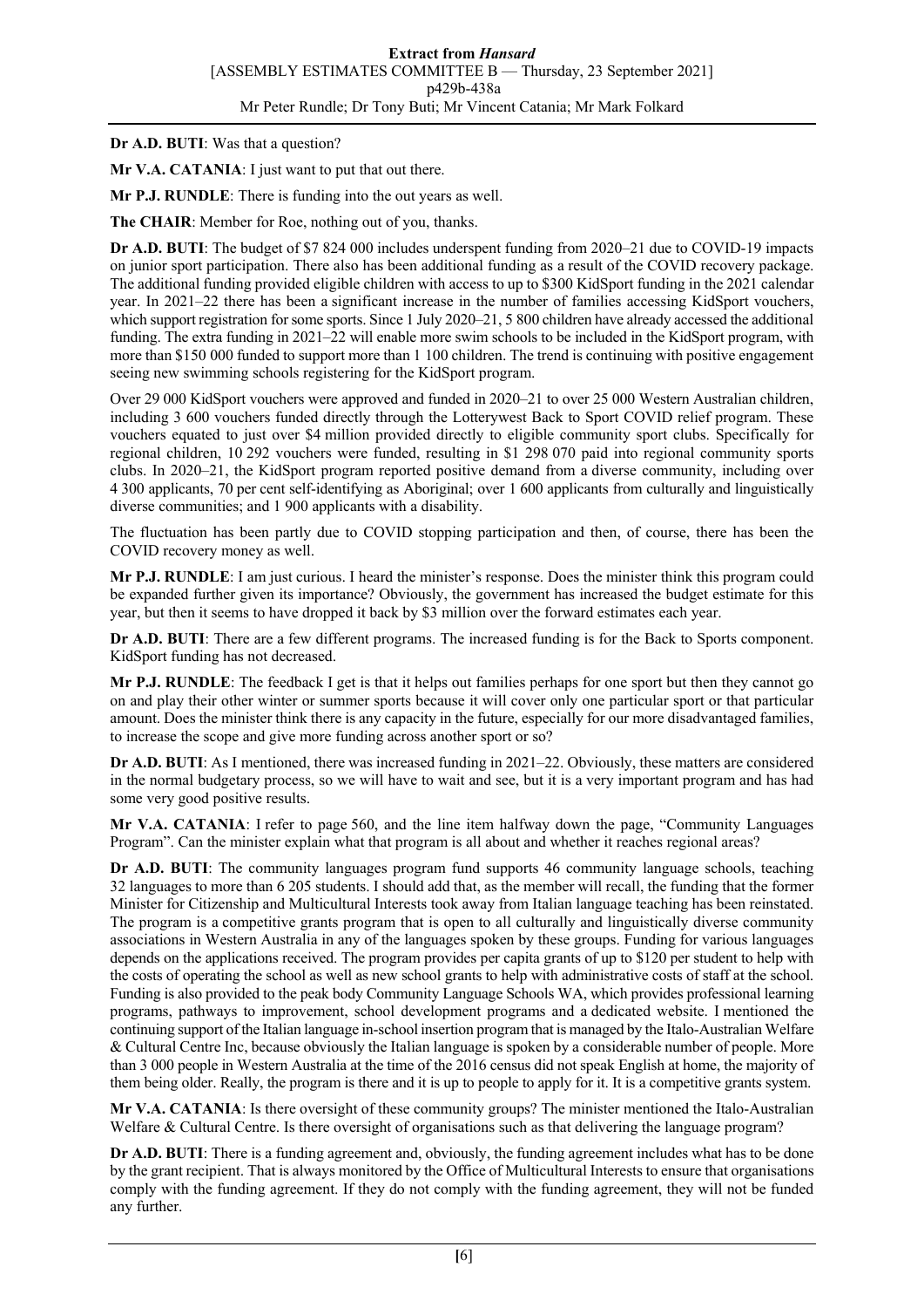**Dr A.D. BUTI**: Was that a question?

**Mr V.A. CATANIA**: I just want to put that out there.

**Mr P.J. RUNDLE**: There is funding into the out years as well.

**The CHAIR**: Member for Roe, nothing out of you, thanks.

**Dr A.D. BUTI**: The budget of $7 824 000 includes underspent funding from 2020–21 due to COVID-19 impacts on junior sport participation. There also has been additional funding as a result of the COVID recovery package. The additional funding provided eligible children with access to up to $300 KidSport funding in the 2021 calendar year. In 2021–22 there has been a significant increase in the number of families accessing KidSport vouchers, which support registration for some sports. Since 1 July 2020–21, 5 800 children have already accessed the additional funding. The extra funding in 2021–22 will enable more swim schools to be included in the KidSport program, with more than $150 000 funded to support more than 1 100 children. The trend is continuing with positive engagement seeing new swimming schools registering for the KidSport program.

Over 29 000 KidSport vouchers were approved and funded in 2020–21 to over 25 000 Western Australian children, including 3 600 vouchers funded directly through the Lotterywest Back to Sport COVID relief program. These vouchers equated to just over $4 million provided directly to eligible community sport clubs. Specifically for regional children, 10 292 vouchers were funded, resulting in $1 298 070 paid into regional community sports clubs. In 2020–21, the KidSport program reported positive demand from a diverse community, including over 4 300 applicants, 70 per cent self-identifying as Aboriginal; over 1 600 applicants from culturally and linguistically diverse communities; and 1 900 applicants with a disability.

The fluctuation has been partly due to COVID stopping participation and then, of course, there has been the COVID recovery money as well.

**Mr P.J. RUNDLE**: I am just curious. I heard the minister's response. Does the minister think this program could be expanded further given its importance? Obviously, the government has increased the budget estimate for this year, but then it seems to have dropped it back by $3 million over the forward estimates each year.

**Dr A.D. BUTI**: There are a few different programs. The increased funding is for the Back to Sports component. KidSport funding has not decreased.

**Mr P.J. RUNDLE**: The feedback I get is that it helps out families perhaps for one sport but then they cannot go on and play their other winter or summer sports because it will cover only one particular sport or that particular amount. Does the minister think there is any capacity in the future, especially for our more disadvantaged families, to increase the scope and give more funding across another sport or so?

**Dr A.D. BUTI**: As I mentioned, there was increased funding in 2021–22. Obviously, these matters are considered in the normal budgetary process, so we will have to wait and see, but it is a very important program and has had some very good positive results.

**Mr V.A. CATANIA**: I refer to page 560, and the line item halfway down the page, "Community Languages Program". Can the minister explain what that program is all about and whether it reaches regional areas?

**Dr A.D. BUTI**: The community languages program fund supports 46 community language schools, teaching 32 languages to more than 6 205 students. I should add that, as the member will recall, the funding that the former Minister for Citizenship and Multicultural Interests took away from Italian language teaching has been reinstated. The program is a competitive grants program that is open to all culturally and linguistically diverse community associations in Western Australia in any of the languages spoken by these groups. Funding for various languages depends on the applications received. The program provides per capita grants of up to $120 per student to help with the costs of operating the school as well as new school grants to help with administrative costs of staff at the school. Funding is also provided to the peak body Community Language Schools WA, which provides professional learning programs, pathways to improvement, school development programs and a dedicated website. I mentioned the continuing support of the Italian language in-school insertion program that is managed by the Italo-Australian Welfare & Cultural Centre Inc, because obviously the Italian language is spoken by a considerable number of people. More than 3 000 people in Western Australia at the time of the 2016 census did not speak English at home, the majority of them being older. Really, the program is there and it is up to people to apply for it. It is a competitive grants system.

**Mr V.A. CATANIA**: Is there oversight of these community groups? The minister mentioned the Italo-Australian Welfare & Cultural Centre. Is there oversight of organisations such as that delivering the language program?

**Dr A.D. BUTI**: There is a funding agreement and, obviously, the funding agreement includes what has to be done by the grant recipient. That is always monitored by the Office of Multicultural Interests to ensure that organisations comply with the funding agreement. If they do not comply with the funding agreement, they will not be funded any further.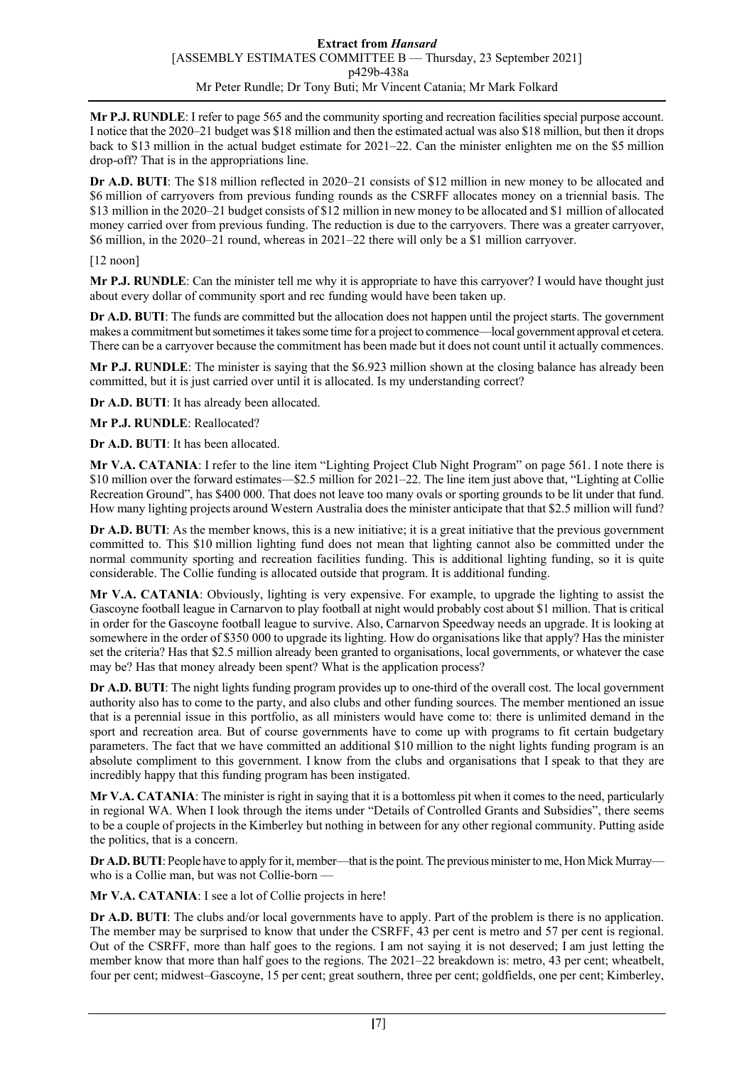**Mr P.J. RUNDLE**: I refer to page 565 and the community sporting and recreation facilities special purpose account. I notice that the 2020–21 budget was $18 million and then the estimated actual was also $18 million, but then it drops back to $13 million in the actual budget estimate for 2021–22. Can the minister enlighten me on the $5 million drop-off? That is in the appropriations line.

**Dr A.D. BUTI**: The $18 million reflected in 2020–21 consists of $12 million in new money to be allocated and $6 million of carryovers from previous funding rounds as the CSRFF allocates money on a triennial basis. The $13 million in the 2020–21 budget consists of $12 million in new money to be allocated and $1 million of allocated money carried over from previous funding. The reduction is due to the carryovers. There was a greater carryover, $6 million, in the 2020–21 round, whereas in 2021–22 there will only be a $1 million carryover.

[12 noon]

**Mr P.J. RUNDLE**: Can the minister tell me why it is appropriate to have this carryover? I would have thought just about every dollar of community sport and rec funding would have been taken up.

**Dr A.D. BUTI**: The funds are committed but the allocation does not happen until the project starts. The government makes a commitment but sometimes it takes some time for a project to commence—local government approval et cetera. There can be a carryover because the commitment has been made but it does not count until it actually commences.

**Mr P.J. RUNDLE**: The minister is saying that the $6.923 million shown at the closing balance has already been committed, but it is just carried over until it is allocated. Is my understanding correct?

**Dr A.D. BUTI**: It has already been allocated.

**Mr P.J. RUNDLE**: Reallocated?

**Dr A.D. BUTI**: It has been allocated.

**Mr V.A. CATANIA**: I refer to the line item "Lighting Project Club Night Program" on page 561. I note there is $10 million over the forward estimates—$2.5 million for 2021–22. The line item just above that, "Lighting at Collie Recreation Ground", has $400 000. That does not leave too many ovals or sporting grounds to be lit under that fund. How many lighting projects around Western Australia does the minister anticipate that that $2.5 million will fund?

**Dr A.D. BUTI**: As the member knows, this is a new initiative; it is a great initiative that the previous government committed to. This $10 million lighting fund does not mean that lighting cannot also be committed under the normal community sporting and recreation facilities funding. This is additional lighting funding, so it is quite considerable. The Collie funding is allocated outside that program. It is additional funding.

**Mr V.A. CATANIA**: Obviously, lighting is very expensive. For example, to upgrade the lighting to assist the Gascoyne football league in Carnarvon to play football at night would probably cost about $1 million. That is critical in order for the Gascoyne football league to survive. Also, Carnarvon Speedway needs an upgrade. It is looking at somewhere in the order of $350 000 to upgrade its lighting. How do organisations like that apply? Has the minister set the criteria? Has that $2.5 million already been granted to organisations, local governments, or whatever the case may be? Has that money already been spent? What is the application process?

**Dr A.D. BUTI**: The night lights funding program provides up to one-third of the overall cost. The local government authority also has to come to the party, and also clubs and other funding sources. The member mentioned an issue that is a perennial issue in this portfolio, as all ministers would have come to: there is unlimited demand in the sport and recreation area. But of course governments have to come up with programs to fit certain budgetary parameters. The fact that we have committed an additional $10 million to the night lights funding program is an absolute compliment to this government. I know from the clubs and organisations that I speak to that they are incredibly happy that this funding program has been instigated.

**Mr V.A. CATANIA**: The minister is right in saying that it is a bottomless pit when it comes to the need, particularly in regional WA. When I look through the items under "Details of Controlled Grants and Subsidies", there seems to be a couple of projects in the Kimberley but nothing in between for any other regional community. Putting aside the politics, that is a concern.

**Dr A.D. BUTI**: People have to apply for it, member—that is the point. The previous minister to me, Hon Mick Murray—who is a Collie man, but was not Collie-born —

**Mr V.A. CATANIA**: I see a lot of Collie projects in here!

**Dr A.D. BUTI**: The clubs and/or local governments have to apply. Part of the problem is there is no application. The member may be surprised to know that under the CSRFF, 43 per cent is metro and 57 per cent is regional. Out of the CSRFF, more than half goes to the regions. I am not saying it is not deserved; I am just letting the member know that more than half goes to the regions. The 2021–22 breakdown is: metro, 43 per cent; wheatbelt, four per cent; midwest–Gascoyne, 15 per cent; great southern, three per cent; goldfields, one per cent; Kimberley,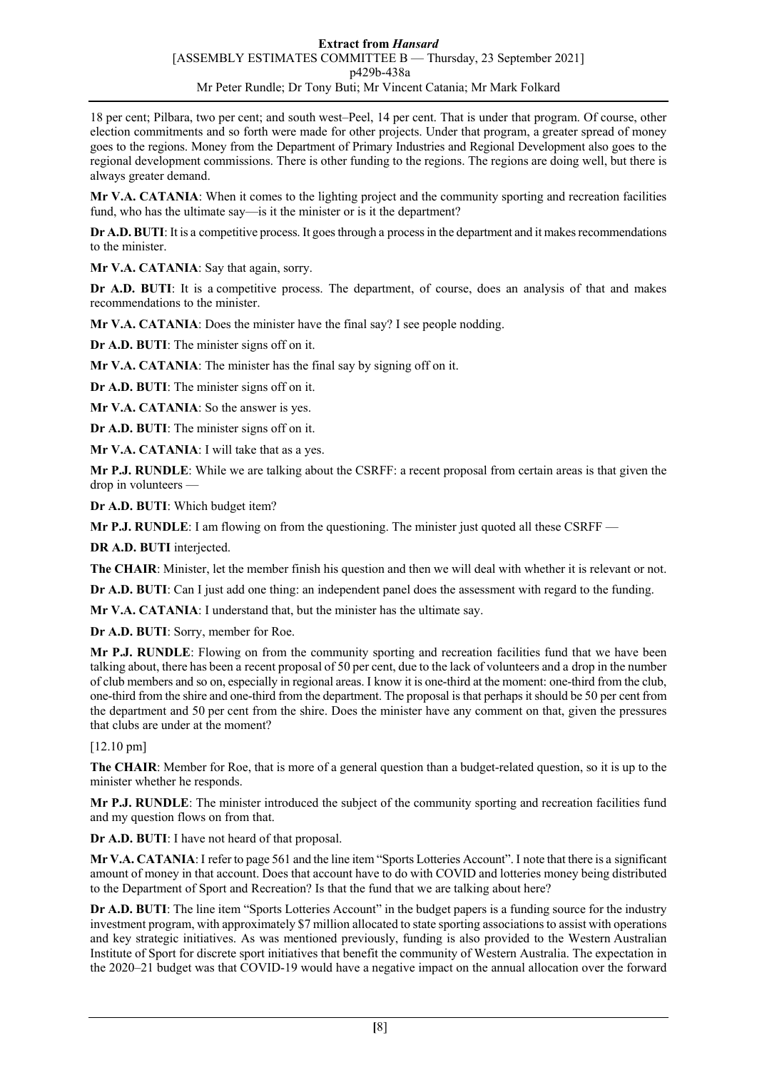18 per cent; Pilbara, two per cent; and south west–Peel, 14 per cent. That is under that program. Of course, other election commitments and so forth were made for other projects. Under that program, a greater spread of money goes to the regions. Money from the Department of Primary Industries and Regional Development also goes to the regional development commissions. There is other funding to the regions. The regions are doing well, but there is always greater demand.

**Mr V.A. CATANIA**: When it comes to the lighting project and the community sporting and recreation facilities fund, who has the ultimate say—is it the minister or is it the department?

**Dr A.D. BUTI**: It is a competitive process. It goes through a process in the department and it makes recommendations to the minister.

**Mr V.A. CATANIA**: Say that again, sorry.

**Dr A.D. BUTI**: It is a competitive process. The department, of course, does an analysis of that and makes recommendations to the minister.

**Mr V.A. CATANIA**: Does the minister have the final say? I see people nodding.

**Dr A.D. BUTI**: The minister signs off on it.

**Mr V.A. CATANIA**: The minister has the final say by signing off on it.

**Dr A.D. BUTI**: The minister signs off on it.

**Mr V.A. CATANIA**: So the answer is yes.

**Dr A.D. BUTI**: The minister signs off on it.

**Mr V.A. CATANIA**: I will take that as a yes.

**Mr P.J. RUNDLE**: While we are talking about the CSRFF: a recent proposal from certain areas is that given the drop in volunteers —

**Dr A.D. BUTI**: Which budget item?

**Mr P.J. RUNDLE**: I am flowing on from the questioning. The minister just quoted all these CSRFF —

**DR A.D. BUTI** interjected.

**The CHAIR**: Minister, let the member finish his question and then we will deal with whether it is relevant or not.

**Dr A.D. BUTI**: Can I just add one thing: an independent panel does the assessment with regard to the funding.

**Mr V.A. CATANIA**: I understand that, but the minister has the ultimate say.

**Dr A.D. BUTI**: Sorry, member for Roe.

**Mr P.J. RUNDLE**: Flowing on from the community sporting and recreation facilities fund that we have been talking about, there has been a recent proposal of 50 per cent, due to the lack of volunteers and a drop in the number of club members and so on, especially in regional areas. I know it is one-third at the moment: one-third from the club, one-third from the shire and one-third from the department. The proposal is that perhaps it should be 50 per cent from the department and 50 per cent from the shire. Does the minister have any comment on that, given the pressures that clubs are under at the moment?

[12.10 pm]

**The CHAIR**: Member for Roe, that is more of a general question than a budget-related question, so it is up to the minister whether he responds.

**Mr P.J. RUNDLE**: The minister introduced the subject of the community sporting and recreation facilities fund and my question flows on from that.

**Dr A.D. BUTI**: I have not heard of that proposal.

**Mr V.A. CATANIA**: I refer to page 561 and the line item "Sports Lotteries Account". I note that there is a significant amount of money in that account. Does that account have to do with COVID and lotteries money being distributed to the Department of Sport and Recreation? Is that the fund that we are talking about here?

**Dr A.D. BUTI**: The line item "Sports Lotteries Account" in the budget papers is a funding source for the industry investment program, with approximately $7 million allocated to state sporting associations to assist with operations and key strategic initiatives. As was mentioned previously, funding is also provided to the Western Australian Institute of Sport for discrete sport initiatives that benefit the community of Western Australia. The expectation in the 2020–21 budget was that COVID-19 would have a negative impact on the annual allocation over the forward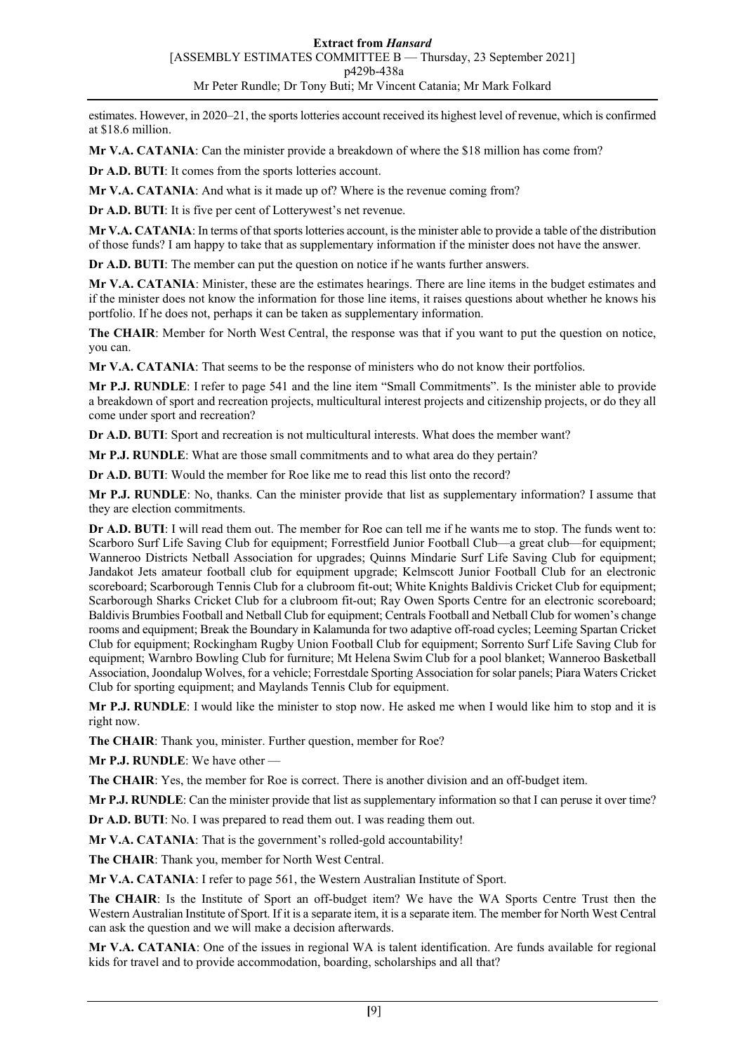estimates. However, in 2020–21, the sports lotteries account received its highest level of revenue, which is confirmed at $18.6 million.

**Mr V.A. CATANIA**: Can the minister provide a breakdown of where the $18 million has come from?

**Dr A.D. BUTI**: It comes from the sports lotteries account.

**Mr V.A. CATANIA**: And what is it made up of? Where is the revenue coming from?

**Dr A.D. BUTI**: It is five per cent of Lotterywest's net revenue.

**Mr V.A. CATANIA**: In terms of that sports lotteries account, is the minister able to provide a table of the distribution of those funds? I am happy to take that as supplementary information if the minister does not have the answer.

**Dr A.D. BUTI**: The member can put the question on notice if he wants further answers.

**Mr V.A. CATANIA**: Minister, these are the estimates hearings. There are line items in the budget estimates and if the minister does not know the information for those line items, it raises questions about whether he knows his portfolio. If he does not, perhaps it can be taken as supplementary information.

**The CHAIR**: Member for North West Central, the response was that if you want to put the question on notice, you can.

**Mr V.A. CATANIA**: That seems to be the response of ministers who do not know their portfolios.

**Mr P.J. RUNDLE**: I refer to page 541 and the line item "Small Commitments". Is the minister able to provide a breakdown of sport and recreation projects, multicultural interest projects and citizenship projects, or do they all come under sport and recreation?

**Dr A.D. BUTI**: Sport and recreation is not multicultural interests. What does the member want?

**Mr P.J. RUNDLE**: What are those small commitments and to what area do they pertain?

**Dr A.D. BUTI**: Would the member for Roe like me to read this list onto the record?

**Mr P.J. RUNDLE**: No, thanks. Can the minister provide that list as supplementary information? I assume that they are election commitments.

**Dr A.D. BUTI**: I will read them out. The member for Roe can tell me if he wants me to stop. The funds went to: Scarboro Surf Life Saving Club for equipment; Forrestfield Junior Football Club—a great club—for equipment; Wanneroo Districts Netball Association for upgrades; Quinns Mindarie Surf Life Saving Club for equipment; Jandakot Jets amateur football club for equipment upgrade; Kelmscott Junior Football Club for an electronic scoreboard; Scarborough Tennis Club for a clubroom fit-out; White Knights Baldivis Cricket Club for equipment; Scarborough Sharks Cricket Club for a clubroom fit-out; Ray Owen Sports Centre for an electronic scoreboard; Baldivis Brumbies Football and Netball Club for equipment; Centrals Football and Netball Club for women's change rooms and equipment; Break the Boundary in Kalamunda for two adaptive off-road cycles; Leeming Spartan Cricket Club for equipment; Rockingham Rugby Union Football Club for equipment; Sorrento Surf Life Saving Club for equipment; Warnbro Bowling Club for furniture; Mt Helena Swim Club for a pool blanket; Wanneroo Basketball Association, Joondalup Wolves, for a vehicle; Forrestdale Sporting Association for solar panels; Piara Waters Cricket Club for sporting equipment; and Maylands Tennis Club for equipment.

**Mr P.J. RUNDLE**: I would like the minister to stop now. He asked me when I would like him to stop and it is right now.

**The CHAIR**: Thank you, minister. Further question, member for Roe?

**Mr P.J. RUNDLE**: We have other —

**The CHAIR**: Yes, the member for Roe is correct. There is another division and an off-budget item.

**Mr P.J. RUNDLE**: Can the minister provide that list as supplementary information so that I can peruse it over time?

**Dr A.D. BUTI**: No. I was prepared to read them out. I was reading them out.

**Mr V.A. CATANIA**: That is the government's rolled-gold accountability!

**The CHAIR**: Thank you, member for North West Central.

**Mr V.A. CATANIA**: I refer to page 561, the Western Australian Institute of Sport.

**The CHAIR**: Is the Institute of Sport an off-budget item? We have the WA Sports Centre Trust then the Western Australian Institute of Sport. If it is a separate item, it is a separate item. The member for North West Central can ask the question and we will make a decision afterwards.

**Mr V.A. CATANIA**: One of the issues in regional WA is talent identification. Are funds available for regional kids for travel and to provide accommodation, boarding, scholarships and all that?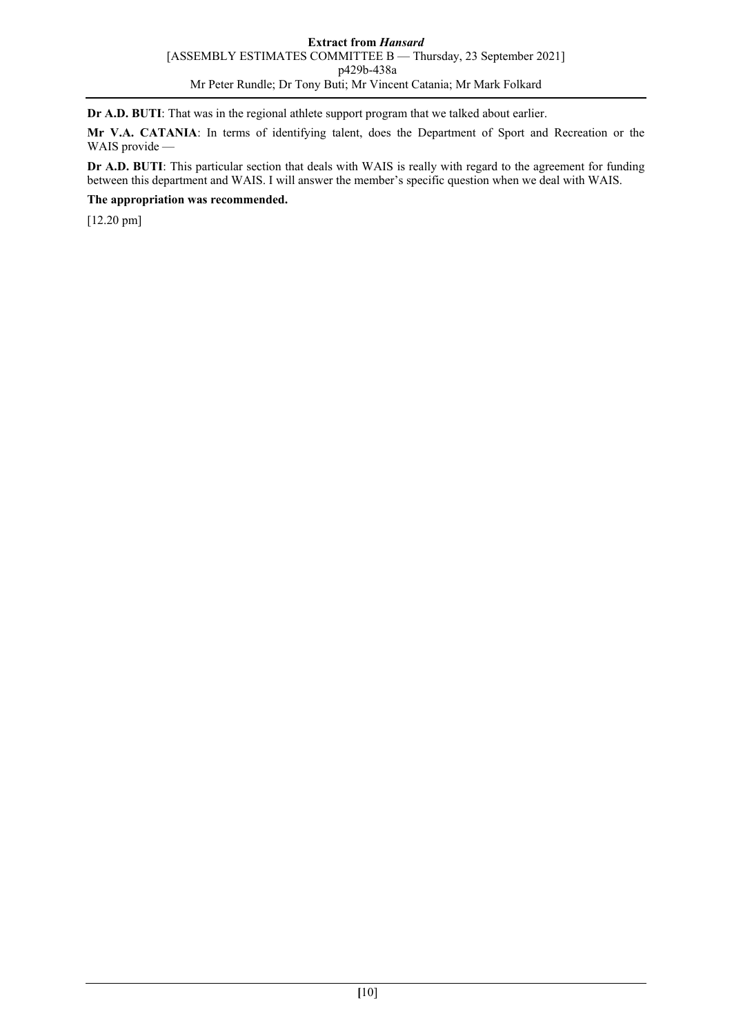**Dr A.D. BUTI**: That was in the regional athlete support program that we talked about earlier.

**Mr V.A. CATANIA**: In terms of identifying talent, does the Department of Sport and Recreation or the WAIS provide —

**Dr A.D. BUTI**: This particular section that deals with WAIS is really with regard to the agreement for funding between this department and WAIS. I will answer the member's specific question when we deal with WAIS.

**The appropriation was recommended.**

[12.20 pm]